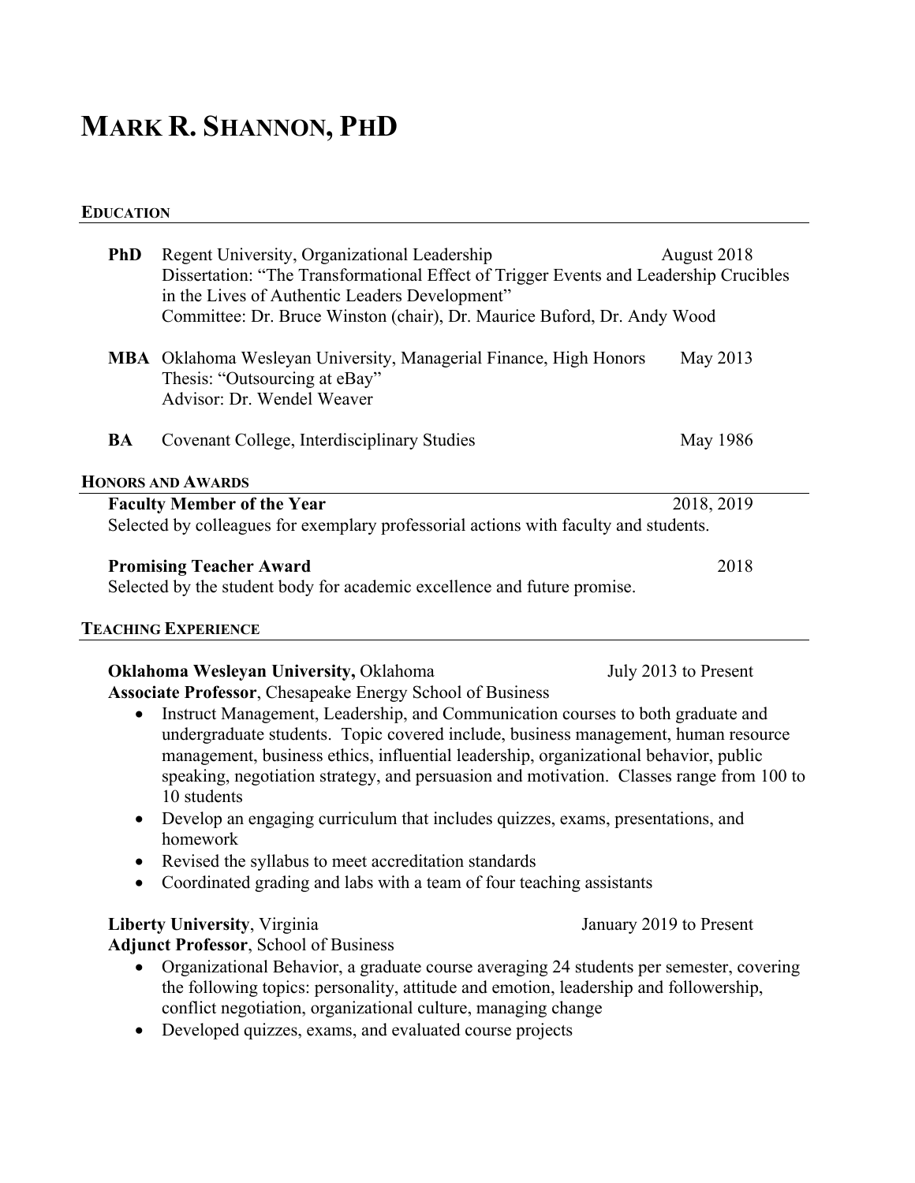# MARK R. SHANNON, PHD

## EDUCATION

**PhD** Regent University, Organizational Leadership — August 2018
Dissertation: "The Transformational Effect of Trigger Events and Leadership Crucibles in the Lives of Authentic Leaders Development"
Committee: Dr. Bruce Winston (chair), Dr. Maurice Buford, Dr. Andy Wood

**MBA** Oklahoma Wesleyan University, Managerial Finance, High Honors — May 2013
Thesis: "Outsourcing at eBay"
Advisor: Dr. Wendel Weaver

**BA** Covenant College, Interdisciplinary Studies — May 1986

## HONORS AND AWARDS

**Faculty Member of the Year** — 2018, 2019
Selected by colleagues for exemplary professorial actions with faculty and students.

**Promising Teacher Award** — 2018
Selected by the student body for academic excellence and future promise.

## TEACHING EXPERIENCE

**Oklahoma Wesleyan University,** Oklahoma — July 2013 to Present
**Associate Professor**, Chesapeake Energy School of Business

- Instruct Management, Leadership, and Communication courses to both graduate and undergraduate students. Topic covered include, business management, human resource management, business ethics, influential leadership, organizational behavior, public speaking, negotiation strategy, and persuasion and motivation. Classes range from 100 to 10 students
- Develop an engaging curriculum that includes quizzes, exams, presentations, and homework
- Revised the syllabus to meet accreditation standards
- Coordinated grading and labs with a team of four teaching assistants

**Liberty University**, Virginia — January 2019 to Present
**Adjunct Professor**, School of Business

- Organizational Behavior, a graduate course averaging 24 students per semester, covering the following topics: personality, attitude and emotion, leadership and followership, conflict negotiation, organizational culture, managing change
- Developed quizzes, exams, and evaluated course projects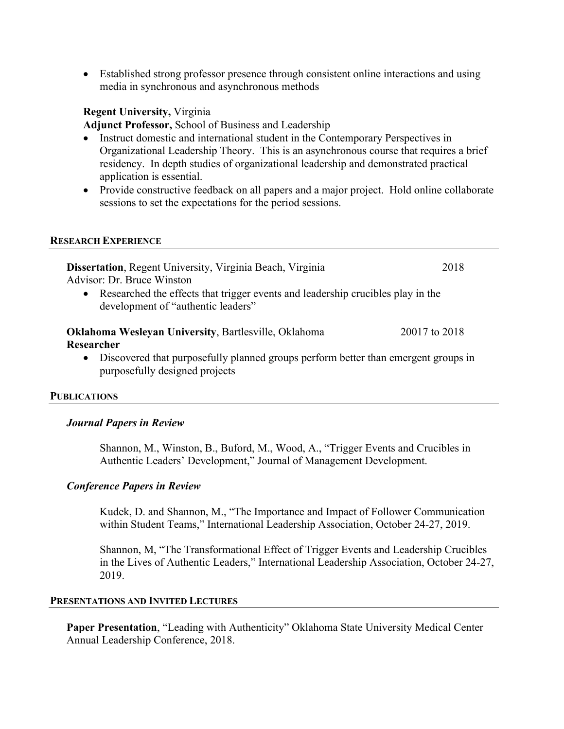- Established strong professor presence through consistent online interactions and using media in synchronous and asynchronous methods

**Regent University,** Virginia
**Adjunct Professor,** School of Business and Leadership

- Instruct domestic and international student in the Contemporary Perspectives in Organizational Leadership Theory. This is an asynchronous course that requires a brief residency. In depth studies of organizational leadership and demonstrated practical application is essential.
- Provide constructive feedback on all papers and a major project. Hold online collaborate sessions to set the expectations for the period sessions.

## RESEARCH EXPERIENCE

**Dissertation**, Regent University, Virginia Beach, Virginia 2018
Advisor: Dr. Bruce Winston

- Researched the effects that trigger events and leadership crucibles play in the development of "authentic leaders"

**Oklahoma Wesleyan University**, Bartlesville, Oklahoma 20017 to 2018
**Researcher**

- Discovered that purposefully planned groups perform better than emergent groups in purposefully designed projects

## PUBLICATIONS

### *Journal Papers in Review*

Shannon, M., Winston, B., Buford, M., Wood, A., "Trigger Events and Crucibles in Authentic Leaders' Development," Journal of Management Development.

### *Conference Papers in Review*

Kudek, D. and Shannon, M., "The Importance and Impact of Follower Communication within Student Teams," International Leadership Association, October 24-27, 2019.

Shannon, M, "The Transformational Effect of Trigger Events and Leadership Crucibles in the Lives of Authentic Leaders," International Leadership Association, October 24-27, 2019.

## PRESENTATIONS AND INVITED LECTURES

**Paper Presentation**, "Leading with Authenticity" Oklahoma State University Medical Center Annual Leadership Conference, 2018.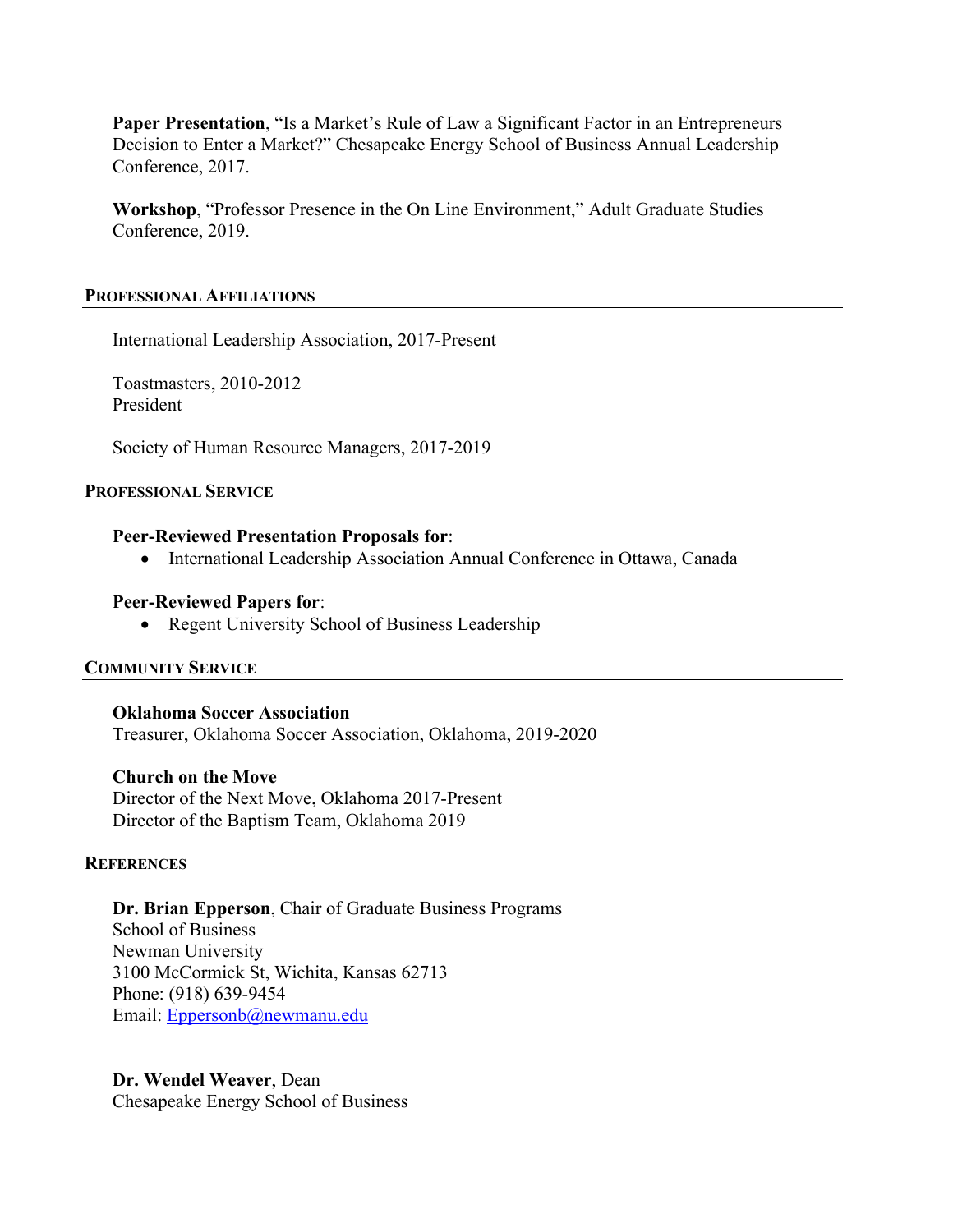**Paper Presentation**, "Is a Market's Rule of Law a Significant Factor in an Entrepreneurs Decision to Enter a Market?" Chesapeake Energy School of Business Annual Leadership Conference, 2017.

**Workshop**, "Professor Presence in the On Line Environment," Adult Graduate Studies Conference, 2019.

## PROFESSIONAL AFFILIATIONS

International Leadership Association, 2017-Present

Toastmasters, 2010-2012
President

Society of Human Resource Managers, 2017-2019

## PROFESSIONAL SERVICE

**Peer-Reviewed Presentation Proposals for**:

- International Leadership Association Annual Conference in Ottawa, Canada

**Peer-Reviewed Papers for**:

- Regent University School of Business Leadership

## COMMUNITY SERVICE

**Oklahoma Soccer Association**
Treasurer, Oklahoma Soccer Association, Oklahoma, 2019-2020

**Church on the Move**
Director of the Next Move, Oklahoma 2017-Present
Director of the Baptism Team, Oklahoma 2019

## REFERENCES

**Dr. Brian Epperson**, Chair of Graduate Business Programs
School of Business
Newman University
3100 McCormick St, Wichita, Kansas 62713
Phone: (918) 639-9454
Email: Eppersonb@newmanu.edu

**Dr. Wendel Weaver**, Dean
Chesapeake Energy School of Business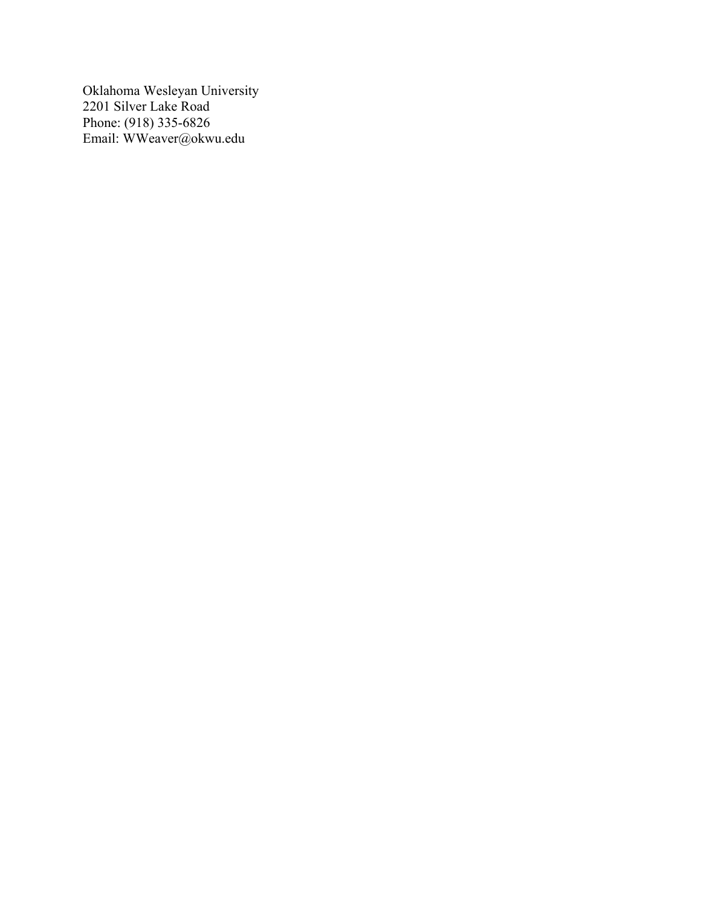Oklahoma Wesleyan University  
2201 Silver Lake Road  
Phone: (918) 335-6826  
Email: WWeaver@okwu.edu